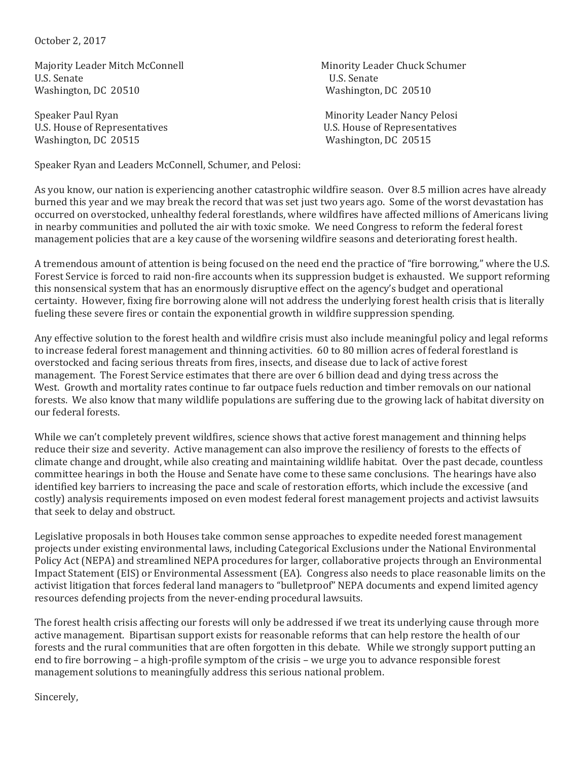October 2, 2017

Majority Leader Mitch McConnell
U.S. Senate
Washington, DC 20510

Minority Leader Chuck Schumer
U.S. Senate
Washington, DC 20510

Speaker Paul Ryan
U.S. House of Representatives
Washington, DC 20515

Minority Leader Nancy Pelosi
U.S. House of Representatives
Washington, DC 20515

Speaker Ryan and Leaders McConnell, Schumer, and Pelosi:

As you know, our nation is experiencing another catastrophic wildfire season. Over 8.5 million acres have already burned this year and we may break the record that was set just two years ago. Some of the worst devastation has occurred on overstocked, unhealthy federal forestlands, where wildfires have affected millions of Americans living in nearby communities and polluted the air with toxic smoke. We need Congress to reform the federal forest management policies that are a key cause of the worsening wildfire seasons and deteriorating forest health.

A tremendous amount of attention is being focused on the need end the practice of "fire borrowing," where the U.S. Forest Service is forced to raid non-fire accounts when its suppression budget is exhausted. We support reforming this nonsensical system that has an enormously disruptive effect on the agency's budget and operational certainty. However, fixing fire borrowing alone will not address the underlying forest health crisis that is literally fueling these severe fires or contain the exponential growth in wildfire suppression spending.

Any effective solution to the forest health and wildfire crisis must also include meaningful policy and legal reforms to increase federal forest management and thinning activities. 60 to 80 million acres of federal forestland is overstocked and facing serious threats from fires, insects, and disease due to lack of active forest management. The Forest Service estimates that there are over 6 billion dead and dying tress across the West. Growth and mortality rates continue to far outpace fuels reduction and timber removals on our national forests. We also know that many wildlife populations are suffering due to the growing lack of habitat diversity on our federal forests.

While we can't completely prevent wildfires, science shows that active forest management and thinning helps reduce their size and severity. Active management can also improve the resiliency of forests to the effects of climate change and drought, while also creating and maintaining wildlife habitat. Over the past decade, countless committee hearings in both the House and Senate have come to these same conclusions. The hearings have also identified key barriers to increasing the pace and scale of restoration efforts, which include the excessive (and costly) analysis requirements imposed on even modest federal forest management projects and activist lawsuits that seek to delay and obstruct.

Legislative proposals in both Houses take common sense approaches to expedite needed forest management projects under existing environmental laws, including Categorical Exclusions under the National Environmental Policy Act (NEPA) and streamlined NEPA procedures for larger, collaborative projects through an Environmental Impact Statement (EIS) or Environmental Assessment (EA). Congress also needs to place reasonable limits on the activist litigation that forces federal land managers to "bulletproof" NEPA documents and expend limited agency resources defending projects from the never-ending procedural lawsuits.

The forest health crisis affecting our forests will only be addressed if we treat its underlying cause through more active management. Bipartisan support exists for reasonable reforms that can help restore the health of our forests and the rural communities that are often forgotten in this debate. While we strongly support putting an end to fire borrowing – a high-profile symptom of the crisis – we urge you to advance responsible forest management solutions to meaningfully address this serious national problem.

Sincerely,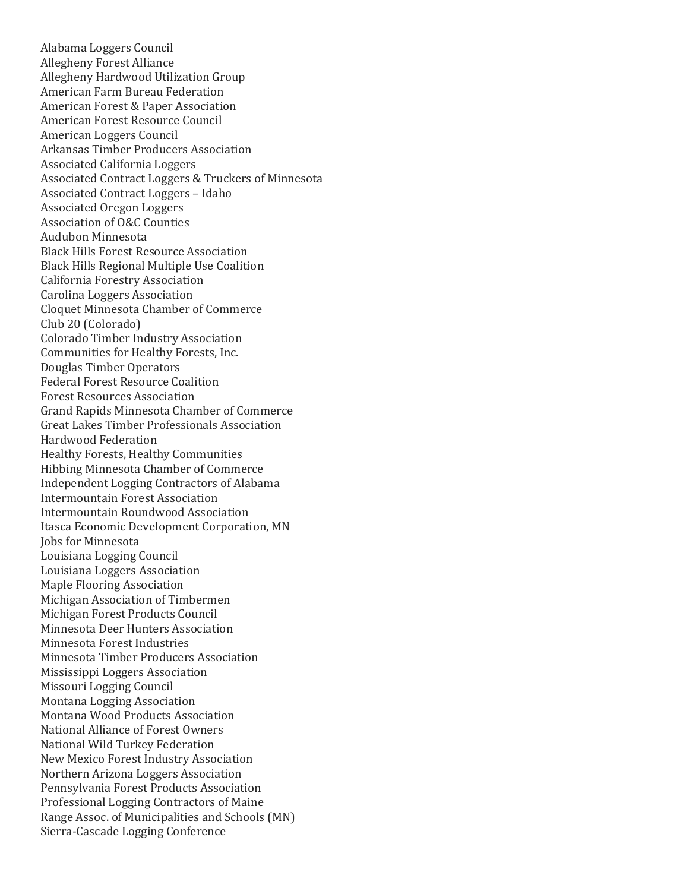Alabama Loggers Council
Allegheny Forest Alliance
Allegheny Hardwood Utilization Group
American Farm Bureau Federation
American Forest & Paper Association
American Forest Resource Council
American Loggers Council
Arkansas Timber Producers Association
Associated California Loggers
Associated Contract Loggers & Truckers of Minnesota
Associated Contract Loggers – Idaho
Associated Oregon Loggers
Association of O&C Counties
Audubon Minnesota
Black Hills Forest Resource Association
Black Hills Regional Multiple Use Coalition
California Forestry Association
Carolina Loggers Association
Cloquet Minnesota Chamber of Commerce
Club 20 (Colorado)
Colorado Timber Industry Association
Communities for Healthy Forests, Inc.
Douglas Timber Operators
Federal Forest Resource Coalition
Forest Resources Association
Grand Rapids Minnesota Chamber of Commerce
Great Lakes Timber Professionals Association
Hardwood Federation
Healthy Forests, Healthy Communities
Hibbing Minnesota Chamber of Commerce
Independent Logging Contractors of Alabama
Intermountain Forest Association
Intermountain Roundwood Association
Itasca Economic Development Corporation, MN
Jobs for Minnesota
Louisiana Logging Council
Louisiana Loggers Association
Maple Flooring Association
Michigan Association of Timbermen
Michigan Forest Products Council
Minnesota Deer Hunters Association
Minnesota Forest Industries
Minnesota Timber Producers Association
Mississippi Loggers Association
Missouri Logging Council
Montana Logging Association
Montana Wood Products Association
National Alliance of Forest Owners
National Wild Turkey Federation
New Mexico Forest Industry Association
Northern Arizona Loggers Association
Pennsylvania Forest Products Association
Professional Logging Contractors of Maine
Range Assoc. of Municipalities and Schools (MN)
Sierra-Cascade Logging Conference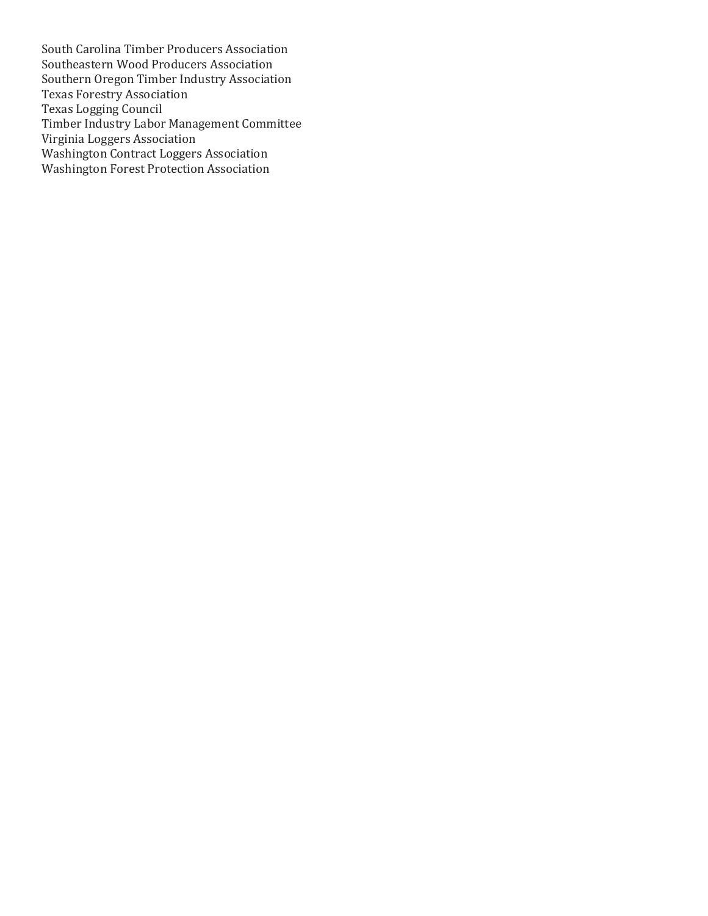South Carolina Timber Producers Association
Southeastern Wood Producers Association
Southern Oregon Timber Industry Association
Texas Forestry Association
Texas Logging Council
Timber Industry Labor Management Committee
Virginia Loggers Association
Washington Contract Loggers Association
Washington Forest Protection Association